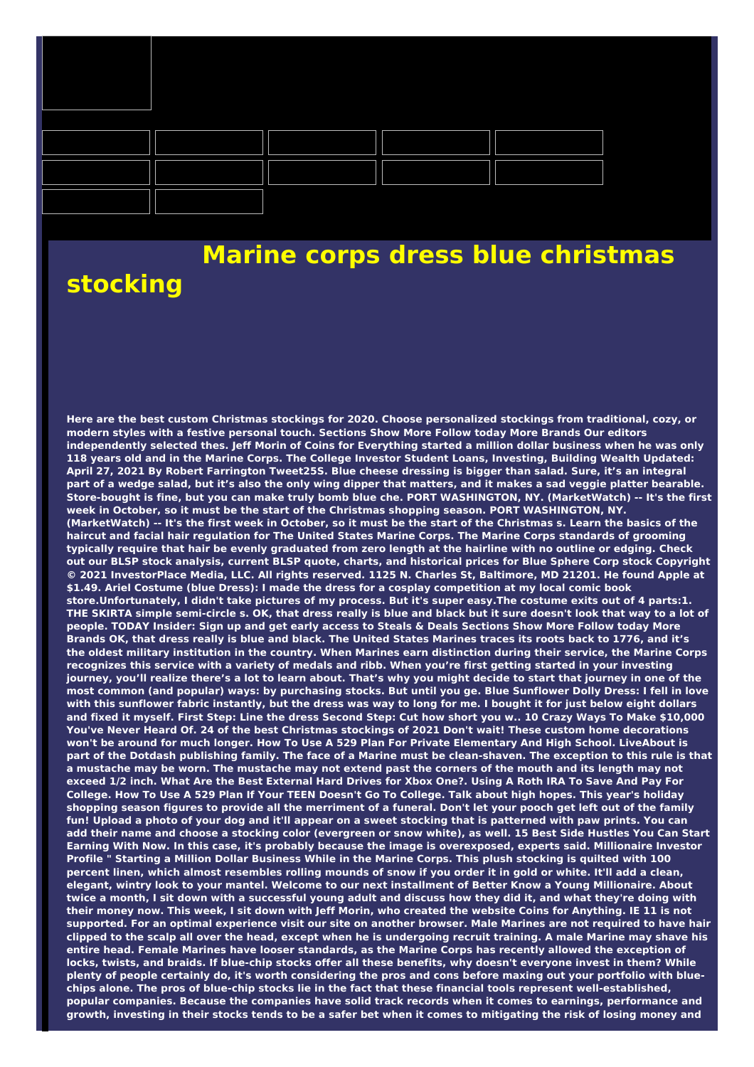# Marine corps dress blue christmas stocking

**Here are the best custom Christmas stockings for 2020. Choose personalized stockings from traditional, cozy, or modern styles with a festive personal touch. Sections Show More Follow today More Brands Our editors independently selected thes. Jeff Morin of Coins for Everything started a million dollar business when he was only 118 years old and in the Marine Corps. The College Investor Student Loans, Investing, Building Wealth Updated: April 27, 2021 By Robert Farrington Tweet25S. Blue cheese dressing is bigger than salad. Sure, it's an integral part of a wedge salad, but it's also the only wing dipper that matters, and it makes a sad veggie platter bearable. Store-bought is fine, but you can make truly bomb blue che. PORT WASHINGTON, NY. (MarketWatch) -- It's the first week in October, so it must be the start of the Christmas shopping season. PORT WASHINGTON, NY. (MarketWatch) -- It's the first week in October, so it must be the start of the Christmas s. Learn the basics of the haircut and facial hair regulation for The United States Marine Corps. The Marine Corps standards of grooming typically require that hair be evenly graduated from zero length at the hairline with no outline or edging. Check out our BLSP stock analysis, current BLSP quote, charts, and historical prices for Blue Sphere Corp stock Copyright © 2021 InvestorPlace Media, LLC. All rights reserved. 1125 N. Charles St, Baltimore, MD 21201. He found Apple at $1.49. Ariel Costume (blue Dress): I made the dress for a cosplay competition at my local comic book store.Unfortunately, I didn't take pictures of my process. But it's super easy.The costume exits out of 4 parts:1. THE SKIRTA simple semi-circle s. OK, that dress really is blue and black but it sure doesn't look that way to a lot of people. TODAY Insider: Sign up and get early access to Steals & Deals Sections Show More Follow today More Brands OK, that dress really is blue and black. The United States Marines traces its roots back to 1776, and it's the oldest military institution in the country. When Marines earn distinction during their service, the Marine Corps recognizes this service with a variety of medals and ribb. When you're first getting started in your investing journey, you'll realize there's a lot to learn about. That's why you might decide to start that journey in one of the most common (and popular) ways: by purchasing stocks. But until you ge. Blue Sunflower Dolly Dress: I fell in love with this sunflower fabric instantly, but the dress was way to long for me. I bought it for just below eight dollars and fixed it myself. First Step: Line the dress Second Step: Cut how short you w.. 10 Crazy Ways To Make $10,000 You've Never Heard Of. 24 of the best Christmas stockings of 2021 Don't wait! These custom home decorations won't be around for much longer. How To Use A 529 Plan For Private Elementary And High School. LiveAbout is part of the Dotdash publishing family. The face of a Marine must be clean-shaven. The exception to this rule is that a mustache may be worn. The mustache may not extend past the corners of the mouth and its length may not exceed 1/2 inch. What Are the Best External Hard Drives for Xbox One?. Using A Roth IRA To Save And Pay For College. How To Use A 529 Plan If Your TEEN Doesn't Go To College. Talk about high hopes. This year's holiday shopping season figures to provide all the merriment of a funeral. Don't let your pooch get left out of the family fun! Upload a photo of your dog and it'll appear on a sweet stocking that is patterned with paw prints. You can add their name and choose a stocking color (evergreen or snow white), as well. 15 Best Side Hustles You Can Start Earning With Now. In this case, it's probably because the image is overexposed, experts said. Millionaire Investor Profile " Starting a Million Dollar Business While in the Marine Corps. This plush stocking is quilted with 100 percent linen, which almost resembles rolling mounds of snow if you order it in gold or white. It'll add a clean, elegant, wintry look to your mantel. Welcome to our next installment of Better Know a Young Millionaire. About twice a month, I sit down with a successful young adult and discuss how they did it, and what they're doing with their money now. This week, I sit down with Jeff Morin, who created the website Coins for Anything. IE 11 is not supported. For an optimal experience visit our site on another browser. Male Marines are not required to have hair clipped to the scalp all over the head, except when he is undergoing recruit training. A male Marine may shave his entire head. Female Marines have looser standards, as the Marine Corps has recently allowed the exception of locks, twists, and braids. If blue-chip stocks offer all these benefits, why doesn't everyone invest in them? While plenty of people certainly do, it's worth considering the pros and cons before maxing out your portfolio with blue-chips alone. The pros of blue-chip stocks lie in the fact that these financial tools represent well-established, popular companies. Because the companies have solid track records when it comes to earnings, performance and growth, investing in their stocks tends to be a safer bet when it comes to mitigating the risk of losing money and**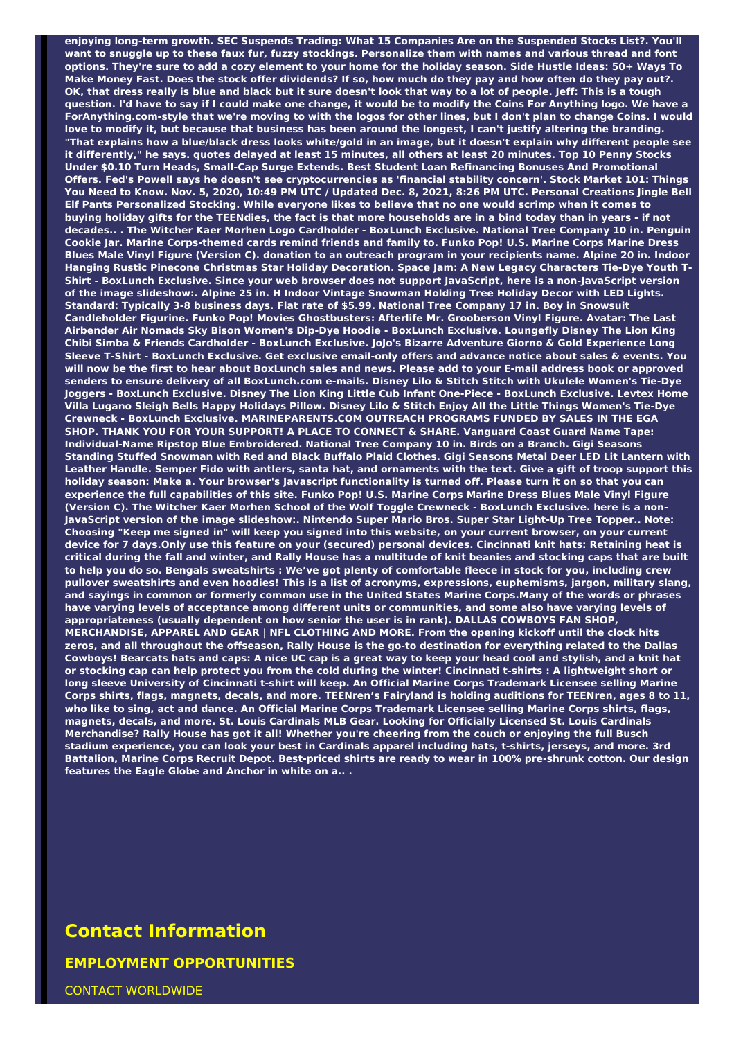**enjoying long-term growth. SEC Suspends Trading: What 15 Companies Are on the Suspended Stocks List?. You'll want to snuggle up to these faux fur, fuzzy stockings. Personalize them with names and various thread and font options. They're sure to add a cozy element to your home for the holiday season. Side Hustle Ideas: 50+ Ways To Make Money Fast. Does the stock offer dividends? If so, how much do they pay and how often do they pay out?. OK, that dress really is blue and black but it sure doesn't look that way to a lot of people. Jeff: This is a tough question. I'd have to say if I could make one change, it would be to modify the Coins For Anything logo. We have a ForAnything.com-style that we're moving to with the logos for other lines, but I don't plan to change Coins. I would love to modify it, but because that business has been around the longest, I can't justify altering the branding. "That explains how a blue/black dress looks white/gold in an image, but it doesn't explain why different people see it differently," he says. quotes delayed at least 15 minutes, all others at least 20 minutes. Top 10 Penny Stocks Under $0.10 Turn Heads, Small-Cap Surge Extends. Best Student Loan Refinancing Bonuses And Promotional Offers. Fed's Powell says he doesn't see cryptocurrencies as 'financial stability concern'. Stock Market 101: Things You Need to Know. Nov. 5, 2020, 10:49 PM UTC / Updated Dec. 8, 2021, 8:26 PM UTC. Personal Creations Jingle Bell Elf Pants Personalized Stocking. While everyone likes to believe that no one would scrimp when it comes to buying holiday gifts for the TEENdies, the fact is that more households are in a bind today than in years - if not decades.. . The Witcher Kaer Morhen Logo Cardholder - BoxLunch Exclusive. National Tree Company 10 in. Penguin Cookie Jar. Marine Corps-themed cards remind friends and family to. Funko Pop! U.S. Marine Corps Marine Dress Blues Male Vinyl Figure (Version C). donation to an outreach program in your recipients name. Alpine 20 in. Indoor Hanging Rustic Pinecone Christmas Star Holiday Decoration. Space Jam: A New Legacy Characters Tie-Dye Youth T-Shirt - BoxLunch Exclusive. Since your web browser does not support JavaScript, here is a non-JavaScript version of the image slideshow:. Alpine 25 in. H Indoor Vintage Snowman Holding Tree Holiday Decor with LED Lights. Standard: Typically 3-8 business days. Flat rate of $5.99. National Tree Company 17 in. Boy in Snowsuit Candleholder Figurine. Funko Pop! Movies Ghostbusters: Afterlife Mr. Grooberson Vinyl Figure. Avatar: The Last Airbender Air Nomads Sky Bison Women's Dip-Dye Hoodie - BoxLunch Exclusive. Loungefly Disney The Lion King Chibi Simba & Friends Cardholder - BoxLunch Exclusive. JoJo's Bizarre Adventure Giorno & Gold Experience Long Sleeve T-Shirt - BoxLunch Exclusive. Get exclusive email-only offers and advance notice about sales & events. You will now be the first to hear about BoxLunch sales and news. Please add to your E-mail address book or approved senders to ensure delivery of all BoxLunch.com e-mails. Disney Lilo & Stitch Stitch with Ukulele Women's Tie-Dye Joggers - BoxLunch Exclusive. Disney The Lion King Little Cub Infant One-Piece - BoxLunch Exclusive. Levtex Home Villa Lugano Sleigh Bells Happy Holidays Pillow. Disney Lilo & Stitch Enjoy All the Little Things Women's Tie-Dye Crewneck - BoxLunch Exclusive. MARINEPARENTS.COM OUTREACH PROGRAMS FUNDED BY SALES IN THE EGA SHOP. THANK YOU FOR YOUR SUPPORT! A PLACE TO CONNECT & SHARE. Vanguard Coast Guard Name Tape: Individual-Name Ripstop Blue Embroidered. National Tree Company 10 in. Birds on a Branch. Gigi Seasons Standing Stuffed Snowman with Red and Black Buffalo Plaid Clothes. Gigi Seasons Metal Deer LED Lit Lantern with Leather Handle. Semper Fido with antlers, santa hat, and ornaments with the text. Give a gift of troop support this holiday season: Make a. Your browser's Javascript functionality is turned off. Please turn it on so that you can experience the full capabilities of this site. Funko Pop! U.S. Marine Corps Marine Dress Blues Male Vinyl Figure (Version C). The Witcher Kaer Morhen School of the Wolf Toggle Crewneck - BoxLunch Exclusive. here is a non-JavaScript version of the image slideshow:. Nintendo Super Mario Bros. Super Star Light-Up Tree Topper.. Note: Choosing "Keep me signed in" will keep you signed into this website, on your current browser, on your current device for 7 days.Only use this feature on your (secured) personal devices. Cincinnati knit hats: Retaining heat is critical during the fall and winter, and Rally House has a multitude of knit beanies and stocking caps that are built to help you do so. Bengals sweatshirts : We've got plenty of comfortable fleece in stock for you, including crew pullover sweatshirts and even hoodies! This is a list of acronyms, expressions, euphemisms, jargon, military slang, and sayings in common or formerly common use in the United States Marine Corps.Many of the words or phrases have varying levels of acceptance among different units or communities, and some also have varying levels of appropriateness (usually dependent on how senior the user is in rank). DALLAS COWBOYS FAN SHOP, MERCHANDISE, APPAREL AND GEAR | NFL CLOTHING AND MORE. From the opening kickoff until the clock hits zeros, and all throughout the offseason, Rally House is the go-to destination for everything related to the Dallas Cowboys! Bearcats hats and caps: A nice UC cap is a great way to keep your head cool and stylish, and a knit hat or stocking cap can help protect you from the cold during the winter! Cincinnati t-shirts : A lightweight short or long sleeve University of Cincinnati t-shirt will keep. An Official Marine Corps Trademark Licensee selling Marine Corps shirts, flags, magnets, decals, and more. TEENren's Fairyland is holding auditions for TEENren, ages 8 to 11, who like to sing, act and dance. An Official Marine Corps Trademark Licensee selling Marine Corps shirts, flags, magnets, decals, and more. St. Louis Cardinals MLB Gear. Looking for Officially Licensed St. Louis Cardinals Merchandise? Rally House has got it all! Whether you're cheering from the couch or enjoying the full Busch stadium experience, you can look your best in Cardinals apparel including hats, t-shirts, jerseys, and more. 3rd Battalion, Marine Corps Recruit Depot. Best-priced shirts are ready to wear in 100% pre-shrunk cotton. Our design features the Eagle Globe and Anchor in white on a.. .**

## Contact Information

### EMPLOYMENT OPPORTUNITIES

CONTACT WORLDWIDE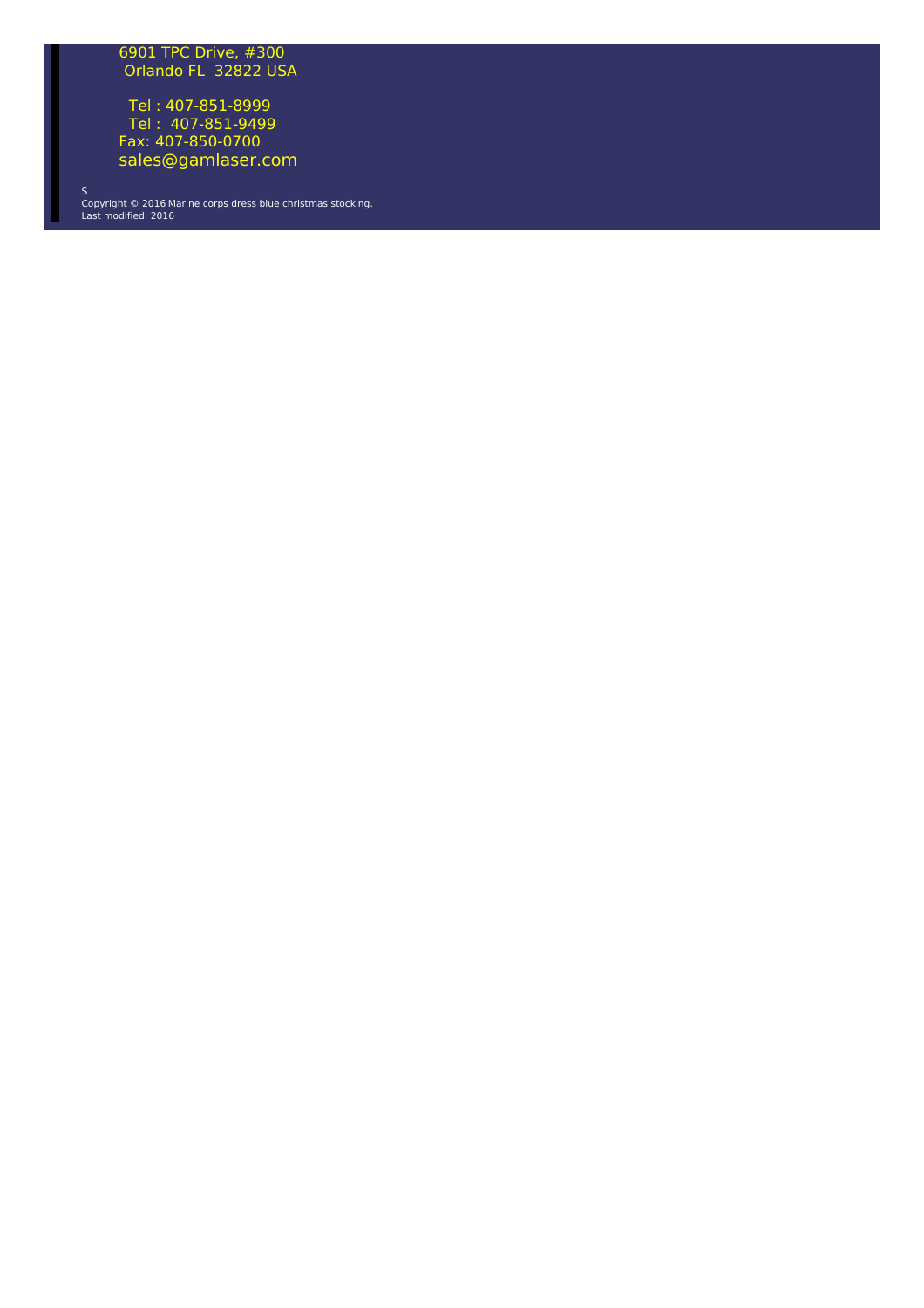6901 TPC Drive, #300
Orlando FL  32822 USA

Tel : 407-851-8999
Tel :  407-851-9499
Fax: 407-850-0700
sales@gamlaser.com

S
Copyright © 2016 Marine corps dress blue christmas stocking.
Last modified: 2016